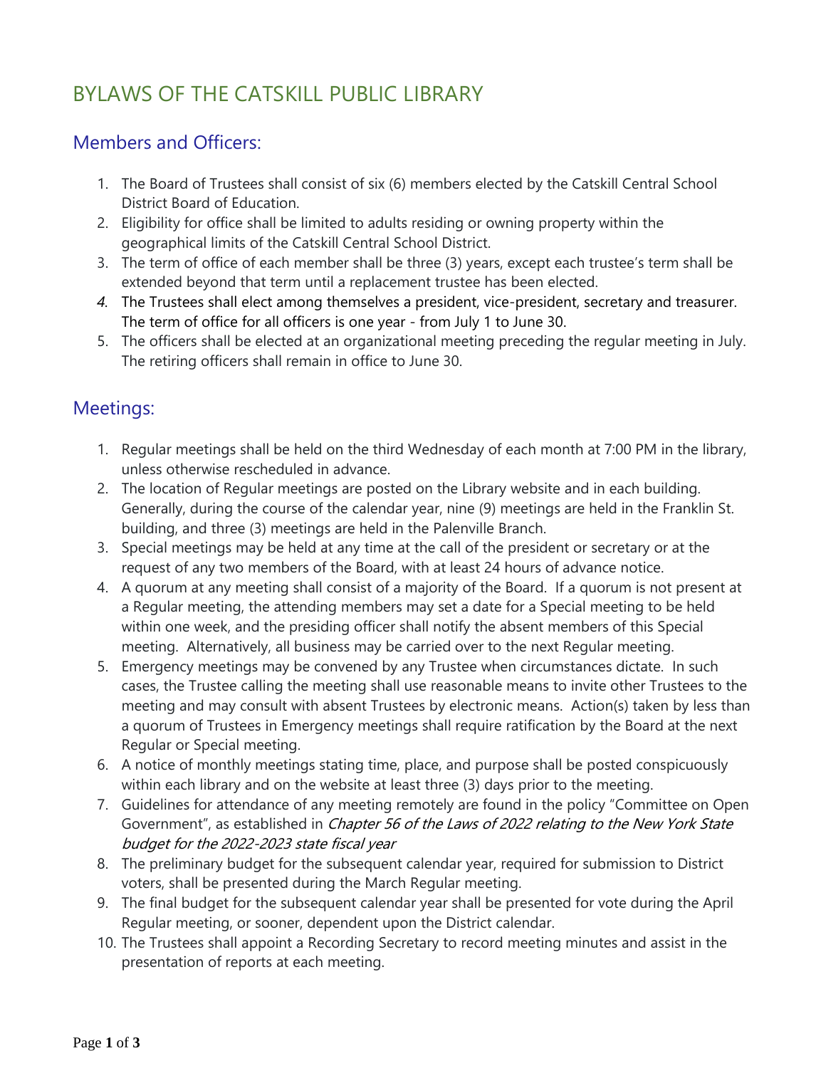# BYLAWS OF THE CATSKILL PUBLIC LIBRARY

## Members and Officers:

1. The Board of Trustees shall consist of six (6) members elected by the Catskill Central School District Board of Education.
2. Eligibility for office shall be limited to adults residing or owning property within the geographical limits of the Catskill Central School District.
3. The term of office of each member shall be three (3) years, except each trustee's term shall be extended beyond that term until a replacement trustee has been elected.
4. The Trustees shall elect among themselves a president, vice-president, secretary and treasurer. The term of office for all officers is one year - from July 1 to June 30.
5. The officers shall be elected at an organizational meeting preceding the regular meeting in July. The retiring officers shall remain in office to June 30.

## Meetings:

1. Regular meetings shall be held on the third Wednesday of each month at 7:00 PM in the library, unless otherwise rescheduled in advance.
2. The location of Regular meetings are posted on the Library website and in each building. Generally, during the course of the calendar year, nine (9) meetings are held in the Franklin St. building, and three (3) meetings are held in the Palenville Branch.
3. Special meetings may be held at any time at the call of the president or secretary or at the request of any two members of the Board, with at least 24 hours of advance notice.
4. A quorum at any meeting shall consist of a majority of the Board. If a quorum is not present at a Regular meeting, the attending members may set a date for a Special meeting to be held within one week, and the presiding officer shall notify the absent members of this Special meeting. Alternatively, all business may be carried over to the next Regular meeting.
5. Emergency meetings may be convened by any Trustee when circumstances dictate. In such cases, the Trustee calling the meeting shall use reasonable means to invite other Trustees to the meeting and may consult with absent Trustees by electronic means. Action(s) taken by less than a quorum of Trustees in Emergency meetings shall require ratification by the Board at the next Regular or Special meeting.
6. A notice of monthly meetings stating time, place, and purpose shall be posted conspicuously within each library and on the website at least three (3) days prior to the meeting.
7. Guidelines for attendance of any meeting remotely are found in the policy "Committee on Open Government", as established in *Chapter 56 of the Laws of 2022 relating to the New York State budget for the 2022-2023 state fiscal year*
8. The preliminary budget for the subsequent calendar year, required for submission to District voters, shall be presented during the March Regular meeting.
9. The final budget for the subsequent calendar year shall be presented for vote during the April Regular meeting, or sooner, dependent upon the District calendar.
10. The Trustees shall appoint a Recording Secretary to record meeting minutes and assist in the presentation of reports at each meeting.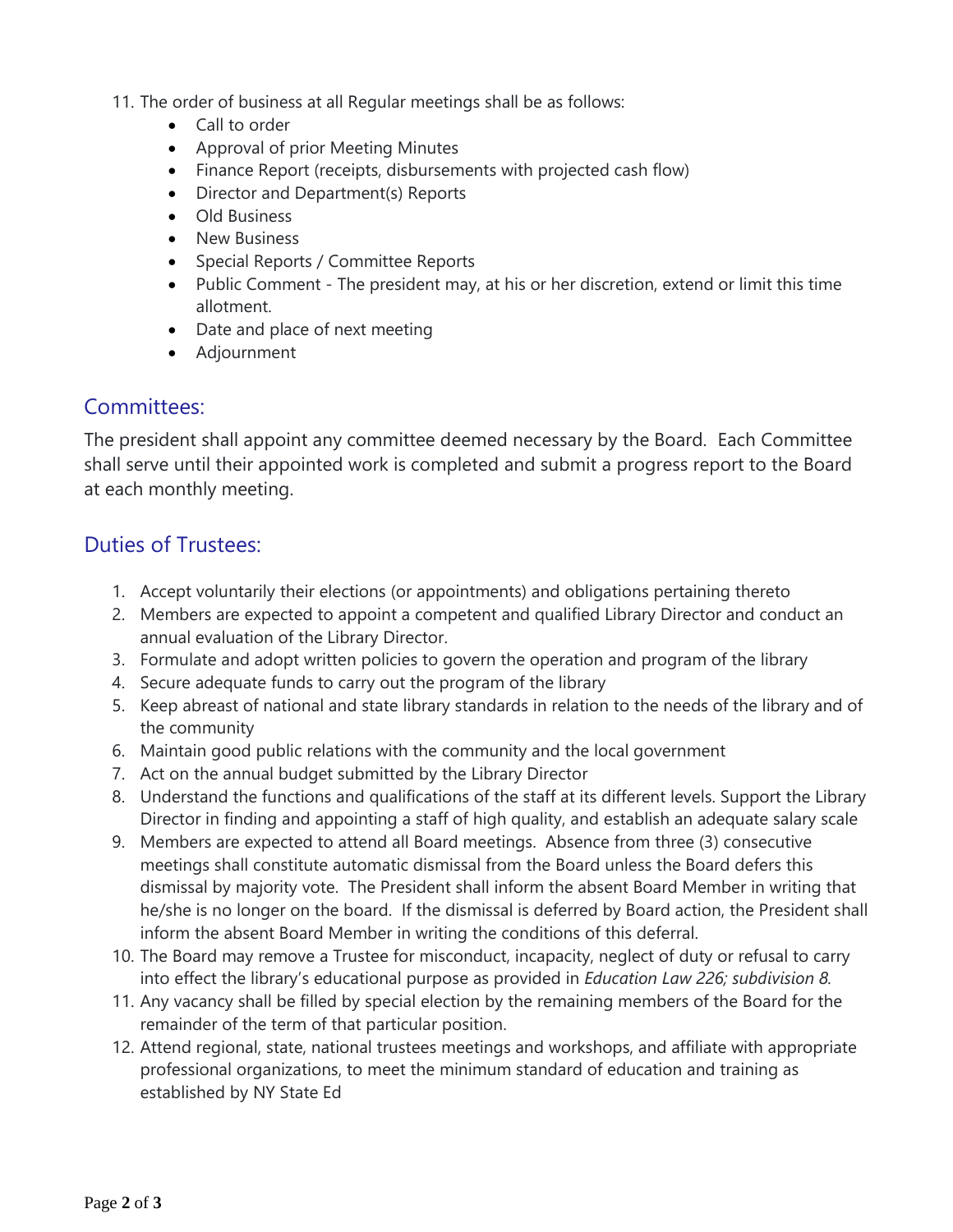11. The order of business at all Regular meetings shall be as follows:
    - Call to order
    - Approval of prior Meeting Minutes
    - Finance Report (receipts, disbursements with projected cash flow)
    - Director and Department(s) Reports
    - Old Business
    - New Business
    - Special Reports / Committee Reports
    - Public Comment - The president may, at his or her discretion, extend or limit this time allotment.
    - Date and place of next meeting
    - Adjournment

## Committees:

The president shall appoint any committee deemed necessary by the Board. Each Committee shall serve until their appointed work is completed and submit a progress report to the Board at each monthly meeting.

## Duties of Trustees:

1. Accept voluntarily their elections (or appointments) and obligations pertaining thereto
2. Members are expected to appoint a competent and qualified Library Director and conduct an annual evaluation of the Library Director.
3. Formulate and adopt written policies to govern the operation and program of the library
4. Secure adequate funds to carry out the program of the library
5. Keep abreast of national and state library standards in relation to the needs of the library and of the community
6. Maintain good public relations with the community and the local government
7. Act on the annual budget submitted by the Library Director
8. Understand the functions and qualifications of the staff at its different levels. Support the Library Director in finding and appointing a staff of high quality, and establish an adequate salary scale
9. Members are expected to attend all Board meetings. Absence from three (3) consecutive meetings shall constitute automatic dismissal from the Board unless the Board defers this dismissal by majority vote. The President shall inform the absent Board Member in writing that he/she is no longer on the board. If the dismissal is deferred by Board action, the President shall inform the absent Board Member in writing the conditions of this deferral.
10. The Board may remove a Trustee for misconduct, incapacity, neglect of duty or refusal to carry into effect the library's educational purpose as provided in *Education Law 226; subdivision 8.*
11. Any vacancy shall be filled by special election by the remaining members of the Board for the remainder of the term of that particular position.
12. Attend regional, state, national trustees meetings and workshops, and affiliate with appropriate professional organizations, to meet the minimum standard of education and training as established by NY State Ed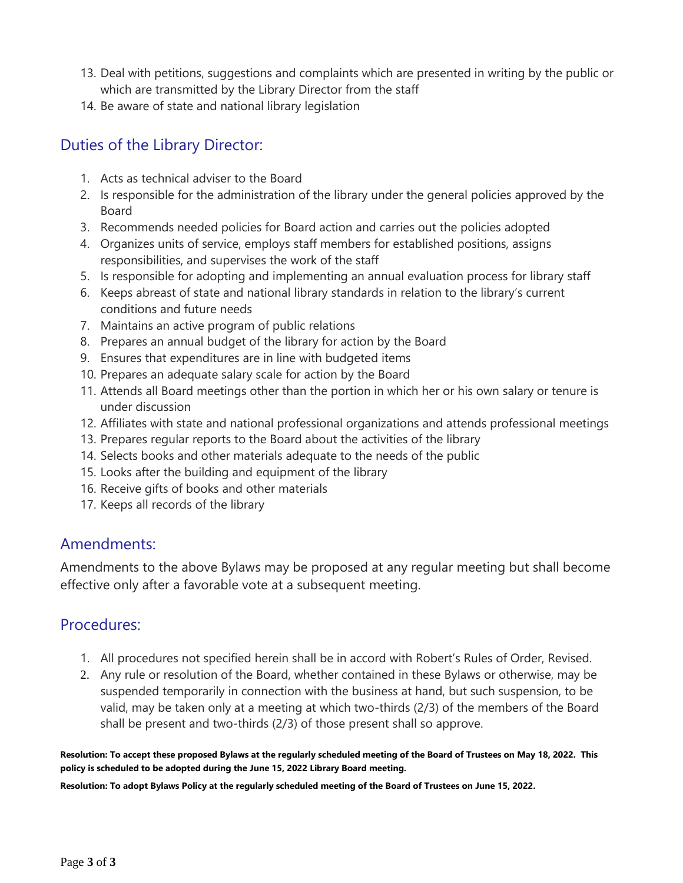13. Deal with petitions, suggestions and complaints which are presented in writing by the public or which are transmitted by the Library Director from the staff
14. Be aware of state and national library legislation

## Duties of the Library Director:

1. Acts as technical adviser to the Board
2. Is responsible for the administration of the library under the general policies approved by the Board
3. Recommends needed policies for Board action and carries out the policies adopted
4. Organizes units of service, employs staff members for established positions, assigns responsibilities, and supervises the work of the staff
5. Is responsible for adopting and implementing an annual evaluation process for library staff
6. Keeps abreast of state and national library standards in relation to the library's current conditions and future needs
7. Maintains an active program of public relations
8. Prepares an annual budget of the library for action by the Board
9. Ensures that expenditures are in line with budgeted items
10. Prepares an adequate salary scale for action by the Board
11. Attends all Board meetings other than the portion in which her or his own salary or tenure is under discussion
12. Affiliates with state and national professional organizations and attends professional meetings
13. Prepares regular reports to the Board about the activities of the library
14. Selects books and other materials adequate to the needs of the public
15. Looks after the building and equipment of the library
16. Receive gifts of books and other materials
17. Keeps all records of the library

## Amendments:

Amendments to the above Bylaws may be proposed at any regular meeting but shall become effective only after a favorable vote at a subsequent meeting.

## Procedures:

1. All procedures not specified herein shall be in accord with Robert's Rules of Order, Revised.
2. Any rule or resolution of the Board, whether contained in these Bylaws or otherwise, may be suspended temporarily in connection with the business at hand, but such suspension, to be valid, may be taken only at a meeting at which two-thirds (2/3) of the members of the Board shall be present and two-thirds (2/3) of those present shall so approve.

**Resolution: To accept these proposed Bylaws at the regularly scheduled meeting of the Board of Trustees on May 18, 2022. This policy is scheduled to be adopted during the June 15, 2022 Library Board meeting.**

**Resolution: To adopt Bylaws Policy at the regularly scheduled meeting of the Board of Trustees on June 15, 2022.**